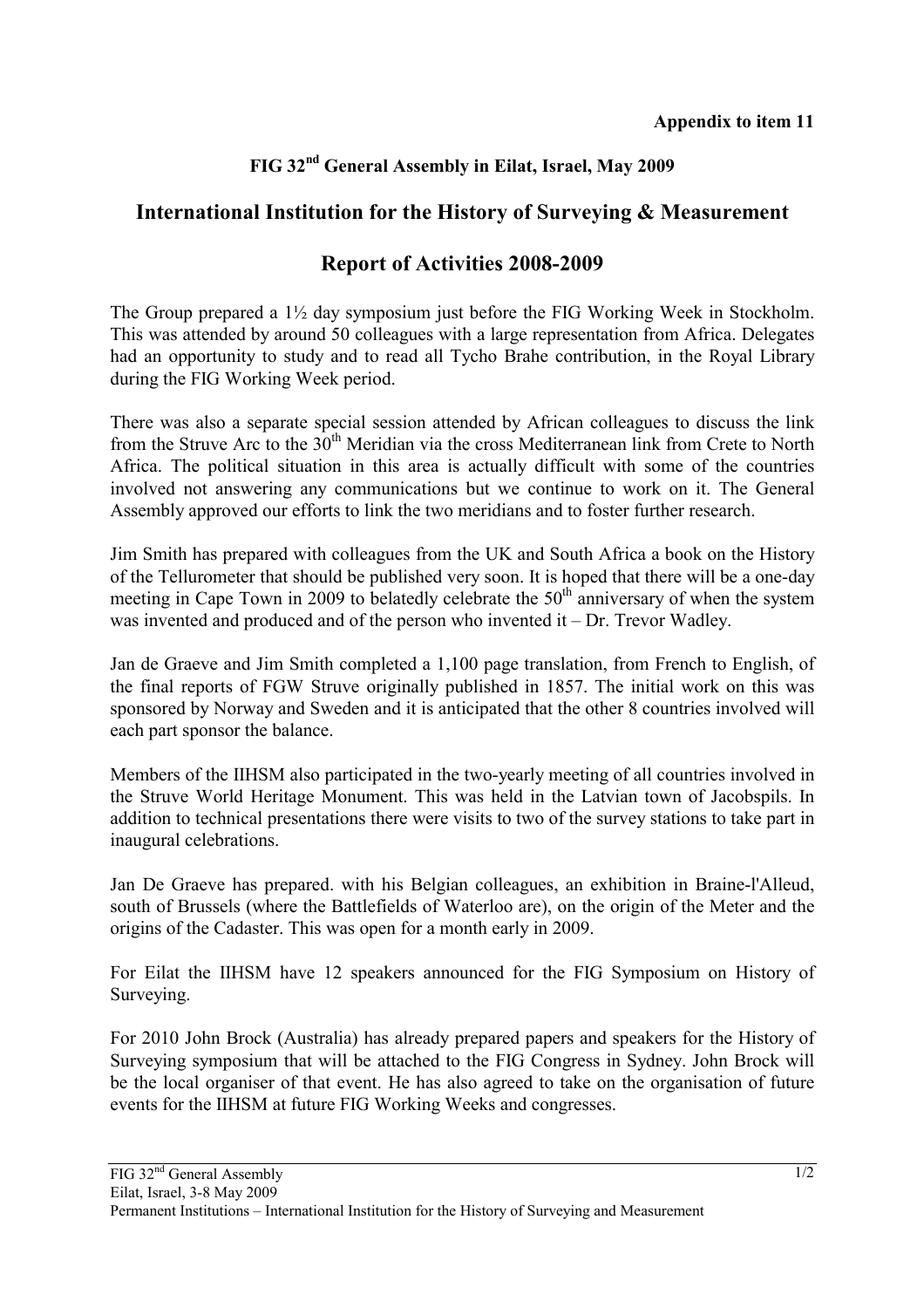**Appendix to item 11**

## FIG 32nd General Assembly in Eilat, Israel, May 2009

# International Institution for the History of Surveying & Measurement

# Report of Activities 2008-2009

The Group prepared a 1½ day symposium just before the FIG Working Week in Stockholm. This was attended by around 50 colleagues with a large representation from Africa. Delegates had an opportunity to study and to read all Tycho Brahe contribution, in the Royal Library during the FIG Working Week period.

There was also a separate special session attended by African colleagues to discuss the link from the Struve Arc to the 30th Meridian via the cross Mediterranean link from Crete to North Africa. The political situation in this area is actually difficult with some of the countries involved not answering any communications but we continue to work on it. The General Assembly approved our efforts to link the two meridians and to foster further research.

Jim Smith has prepared with colleagues from the UK and South Africa a book on the History of the Tellurometer that should be published very soon. It is hoped that there will be a one-day meeting in Cape Town in 2009 to belatedly celebrate the 50th anniversary of when the system was invented and produced and of the person who invented it – Dr. Trevor Wadley.

Jan de Graeve and Jim Smith completed a 1,100 page translation, from French to English, of the final reports of FGW Struve originally published in 1857. The initial work on this was sponsored by Norway and Sweden and it is anticipated that the other 8 countries involved will each part sponsor the balance.

Members of the IIHSM also participated in the two-yearly meeting of all countries involved in the Struve World Heritage Monument. This was held in the Latvian town of Jacobspils. In addition to technical presentations there were visits to two of the survey stations to take part in inaugural celebrations.

Jan De Graeve has prepared. with his Belgian colleagues, an exhibition in Braine-l'Alleud, south of Brussels (where the Battlefields of Waterloo are), on the origin of the Meter and the origins of the Cadaster. This was open for a month early in 2009.

For Eilat the IIHSM have 12 speakers announced for the FIG Symposium on History of Surveying.

For 2010 John Brock (Australia) has already prepared papers and speakers for the History of Surveying symposium that will be attached to the FIG Congress in Sydney. John Brock will be the local organiser of that event. He has also agreed to take on the organisation of future events for the IIHSM at future FIG Working Weeks and congresses.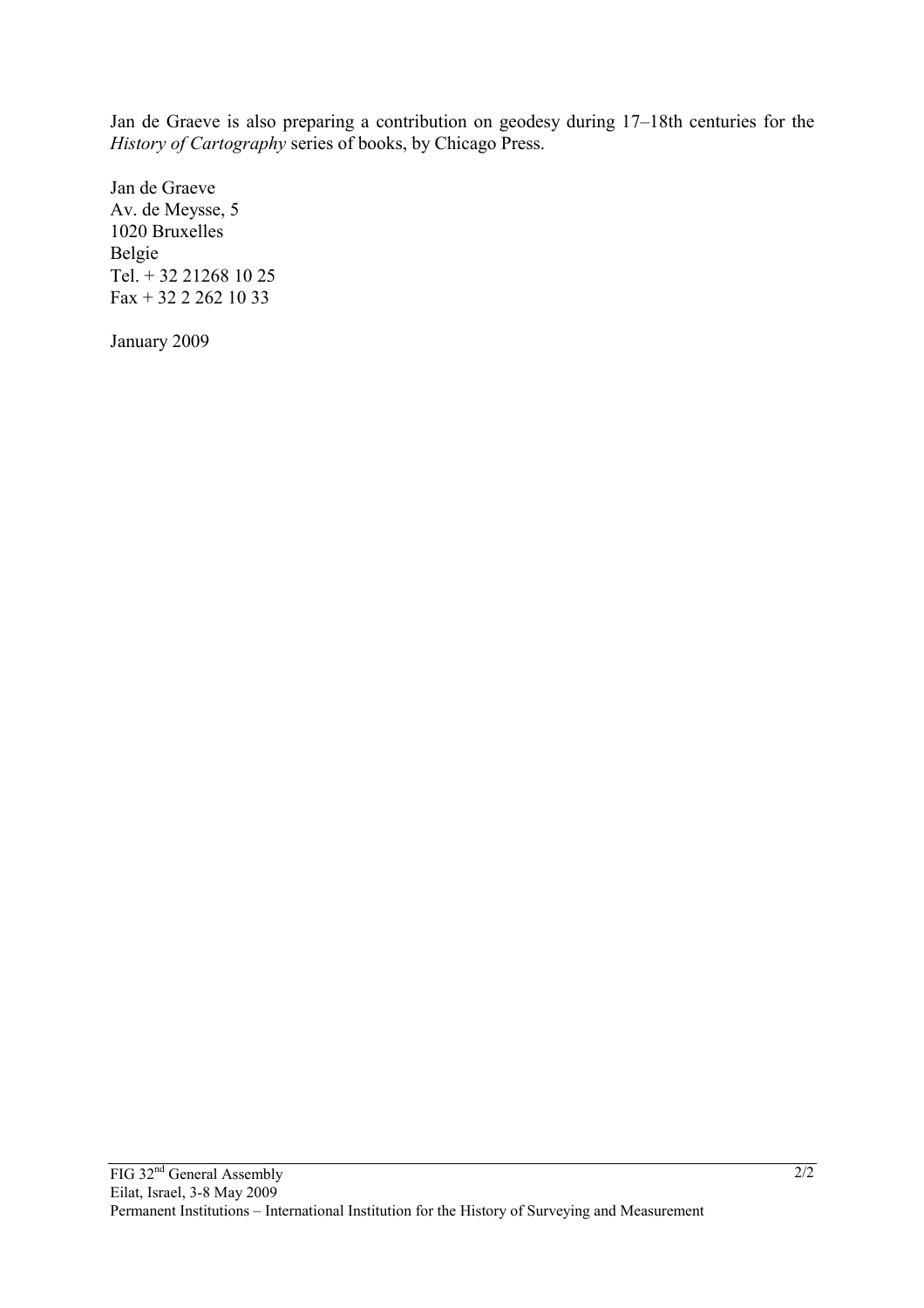Jan de Graeve is also preparing a contribution on geodesy during 17–18th centuries for the *History of Cartography* series of books, by Chicago Press.

Jan de Graeve  
Av. de Meysse, 5  
1020 Bruxelles  
Belgie  
Tel. + 32 21268 10 25  
Fax + 32 2 262 10 33

January 2009